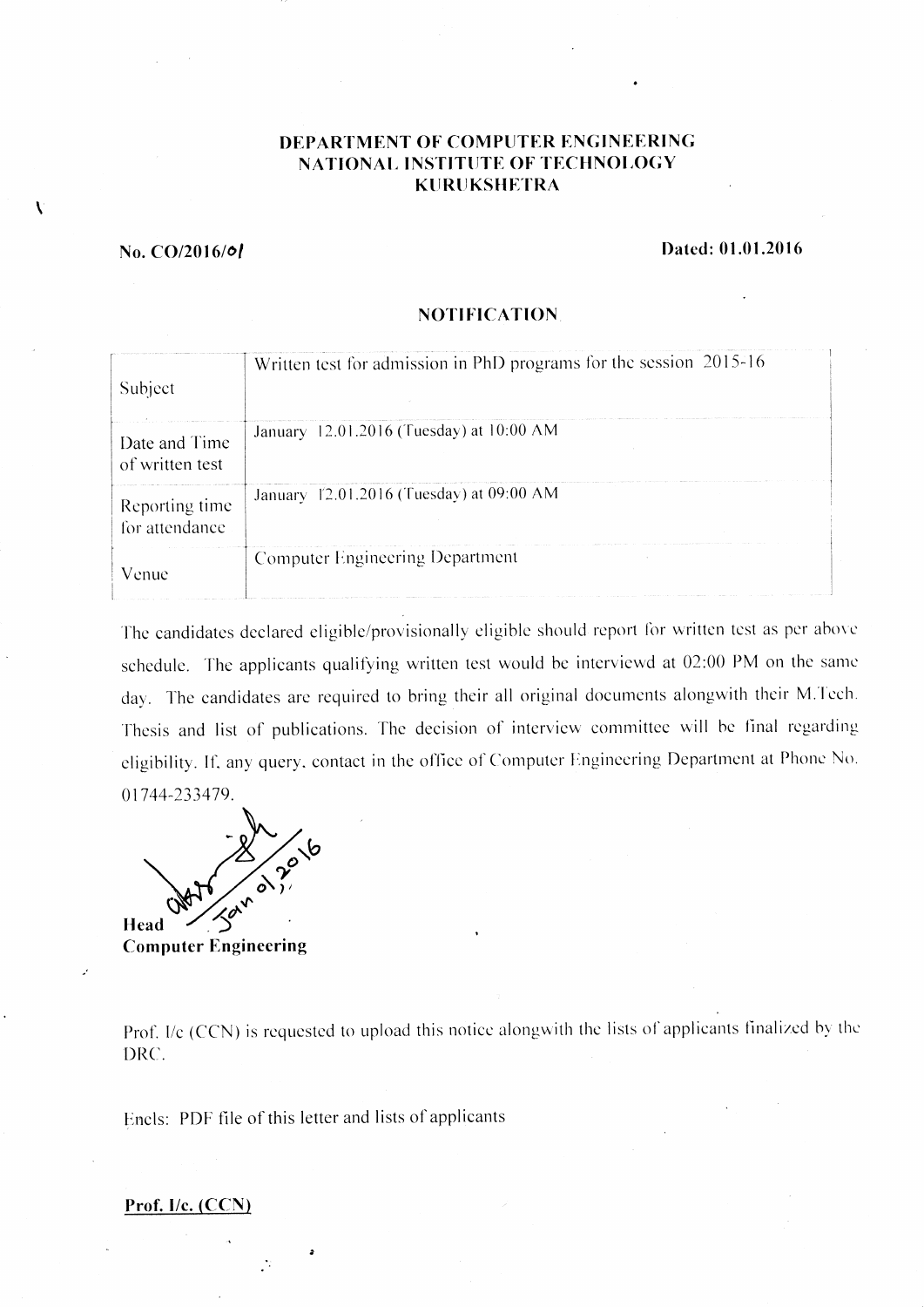**DEPARTMENT OF COMPUTER ENGINEERING**
**NATIONAL INSTITUTE OF TECHNOLOGY**
**KURUKSHETRA**

**No. CO/2016/01** **Dated: 01.01.2016**

## NOTIFICATION

| | |
|---|---|
| Subject | Written test for admission in PhD programs for the session 2015-16 |
| Date and Time of written test | January 12.01.2016 (Tuesday) at 10:00 AM |
| Reporting time for attendance | January 12.01.2016 (Tuesday) at 09:00 AM |
| Venue | Computer Engineering Department |

The candidates declared eligible/provisionally eligible should report for written test as per above schedule. The applicants qualifying written test would be interviewd at 02:00 PM on the same day. The candidates are required to bring their all original documents alongwith their M.Tech. Thesis and list of publications. The decision of interview committee will be final regarding eligibility. If, any query, contact in the office of Computer Engineering Department at Phone No. 01744-233479.

Jan 01, 2016

**Head**
**Computer Engineering**

Prof. I/c (CCN) is requested to upload this notice alongwith the lists of applicants finalized by the DRC.

Encls: PDF file of this letter and lists of applicants

**Prof. I/c. (CCN)**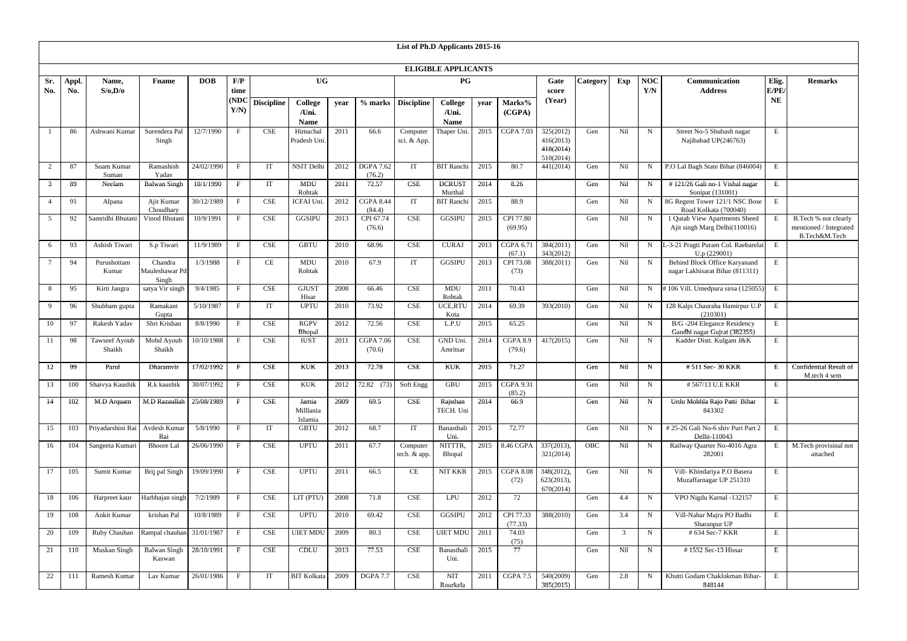# List of Ph.D Applicants 2015-16

## ELIGIBLE APPLICANTS

| Sr. No. | Appl. No. | Name, S/o,D/o | Fname | DOB | F/P time (NDC Y/N) | UG | | | | PG | | | | Gate score (Year) | Category | Exp | NOC Y/N | Communication Address | Elig. E/PE/NE | Remarks |
|---|---|---|---|---|---|---|---|---|---|---|---|---|---|---|---|---|---|---|---|---|
| | | | | | | Discipline | College /Uni. Name | year | % marks | Discipline | College /Uni. Name | year | Marks% (CGPA) | | | | | | | |
| 1 | 86 | Ashwani Kumar | Surendera Pal Singh | 12/7/1990 | F | CSE | Himachal Pradesh Uni. | 2011 | 66.6 | Computer sci. & App. | Thaper Uni. | 2015 | CGPA 7.03 | 325(2012) 416(2013) 418(2014) 510(2014) | Gen | Nil | N | Street No-5 Shubash nagar Najibabad UP(246763) | E | |
| 2 | 87 | Suam Kumar Suman | Ramashish Yadav | 24/02/1990 | F | IT | NSIT Delhi | 2012 | DGPA 7.62 (76.2) | IT | BIT Ranchi | 2015 | 80.7 | 441(2014) | Gen | Nil | N | P.O Lal Bagh State Bihar (846004) | E | |
| 3 | 89 | Neelam | Balwan Singh | 10/1/1990 | F | IT | MDU Rohtak | 2011 | 72.57 | CSE | DCRUST Murthal | 2014 | 8.26 | | Gen | Nil | N | # 121/26 Gali no-1 Vishal nagar Sonipat (131001) | E | |
| 4 | 91 | Alpana | Ajit Kumar Choudhary | 30/12/1989 | F | CSE | ICFAI Uni. | 2012 | CGPA 8.44 (84.4) | IT | BIT Ranchi | 2015 | 88.9 | | Gen | Nil | N | 8G Regent Tower 121/1 NSC Bose Road Kolkata (700040) | E | |
| 5 | 92 | Samridhi Bhutani | Vinod Bhutani | 10/9/1991 | F | CSE | GGSIPU | 2013 | CPI 67.74 (76.6) | CSE | GGSIPU | 2015 | CPI 77.80 (69.95) | | Gen | Nil | N | 1 Qutab View Apartments Sheed Ajit singh Marg Delhi(110016) | E | B.Tech % not clearly mentioned / Integrated B.Tech&M.Tech |
| 6 | 93 | Ashish Tiwari | S.p Tiwari | 11/9/1989 | F | CSE | GBTU | 2010 | 68.96 | CSE | CURAJ | 2013 | CGPA 6.71 (67.1) | 384(2011) 343(2012) | Gen | Nil | N | L-3-21 Pragti Puram Col. Raebarelai U.p (229001) | E | |
| 7 | 94 | Purushottam Kumar | Chandra Mauleshawar Pd Singh | 1/3/1988 | F | CE | MDU Rohtak | 2010 | 67.9 | IT | GGSIPU | 2013 | CPI 73.08 (73) | 388(2011) | Gen | Nil | N | Behind Block Office Karyanand nagar Lakhisarai Bihar (811311) | E | |
| 8 | 95 | Kirti Jangra | satya Vir singh | 9/4/1985 | F | CSE | GJUST Hisar | 2008 | 66.46 | CSE | MDU Rohtak | 2011 | 70.43 | | Gen | Nil | N | # 106 Vill. Umedpura sirsa (125055) | E | |
| 9 | 96 | Shubham gupta | Ramakant Gupta | 5/10/1987 | F | IT | UPTU | 2010 | 73.92 | CSE | UCE,RTU Kota | 2014 | 69.39 | 393(2010) | Gen | Nil | N | 128 Kalpi Chauraha Hamirpur U.P (210301) | E | |
| 10 | 97 | Rakesh Yadav | Shri Krishan | 8/8/1990 | F | CSE | RGPV Bhopal | 2012 | 72.56 | CSE | L.P.U | 2015 | 65.25 | | Gen | Nil | N | B/G -204 Elegance Residency Gandhi nagar Gujrat (382355) | E | |
| 11 | 98 | Tawseef Ayoub Shaikh | Mohd Ayoub Shaikh | 10/10/1988 | F | CSE | IUST | 2011 | CGPA 7.06 (70.6) | CSE | GND Uni. Amritsar | 2014 | CGPA 8.9 (79.6) | 417(2015) | Gen | Nil | N | Kadder Distt. Kulgam J&K | E | |
| 12 | 99 | Parul | Dharamvir | 17/02/1992 | F | CSE | KUK | 2013 | 72.78 | CSE | KUK | 2015 | 71.27 | | Gen | Nil | N | # 511 Sec- 30 KKR | E | Confidential Result of M.tech 4 sem |
| 13 | 100 | Shaivya Kaushik | R.k kaushik | 30/07/1992 | F | CSE | KUK | 2012 | 72.82 (73) | Soft Engg | GBU | 2015 | CGPA 9.31 (85.2) | | Gen | Nil | N | # 567/13 U.E KKR | E | |
| 14 | 102 | M.D Arquam | M.D Razaullah | 25/08/1989 | F | CSE | Jamia Milllania Islamia | 2009 | 69.5 | CSE | Rajsthan TECH. Uni | 2014 | 66.9 | | Gen | Nil | N | Urdu Mohhla Rajo Patti Bihar 843302 | E | |
| 15 | 103 | Priyadarshini Rai | Avdesh Kumar Rai | 5/8/1990 | F | IT | GBTU | 2012 | 68.7 | IT | Banasthali Uni. | 2015 | 72.77 | | Gen | Nil | N | # 25-26 Gali No-6 shiv Puri Part 2 Delhi-110043 | E | |
| 16 | 104 | Sangeeta Kumari | Bhoore Lal | 26/06/1990 | F | CSE | UPTU | 2011 | 67.7 | Computer tech. & app. | NITTTR, Bhopal | 2015 | 8.46 CGPA | 337(2013), 321(2014) | OBC | Nil | N | Railway Quarter No-4016 Agra 282001 | E | M.Tech provisinal not attached |
| 17 | 105 | Sumit Kumar | Brij pal Singh | 19/09/1990 | F | CSE | UPTU | 2011 | 66.5 | CE | NIT KKR | 2015 | CGPA 8.08 (72) | 348(2012), 623(2013), 670(2014) | Gen | Nil | N | Vill- Khindariya P.O Basera Muzaffarnagar UP 251310 | E | |
| 18 | 106 | Harpreet kaur | Harbhajan singh | 7/2/1989 | F | CSE | LIT (PTU) | 2008 | 71.8 | CSE | LPU | 2012 | 72 | | Gen | 4.4 | N | VPO Nigdu Karnal -132157 | E | |
| 19 | 108 | Ankit Kumar | krishan Pal | 10/8/1989 | F | CSE | UPTU | 2010 | 69.42 | CSE | GGSIPU | 2012 | CPI 77.33 (77.33) | 388(2010) | Gen | 3.4 | N | Vill-Nahar Majra PO Badhi Sharanpur UP | E | |
| 20 | 109 | Ruby Chauhan | Rampal chauhan | 31/01/1987 | F | CSE | UIET MDU | 2009 | 80.3 | CSE | UIET MDU | 2011 | 74.03 (75) | | Gen | 3 | N | # 634 Sec-7 KKR | E | |
| 21 | 110 | Muskan Singh | Balwan Singh Kaswan | 28/10/1991 | F | CSE | CDLU | 2013 | 77.53 | CSE | Banasthali Uni. | 2015 | 77 | | Gen | Nil | N | # 1552 Sec-13 Hissar | E | |
| 22 | 111 | Ramesh Kumar | Lav Kumar | 26/01/1986 | F | IT | BIT Kolkata | 2009 | DGPA 7.7 | CSE | NIT Rourkela | 2011 | CGPA 7.5 | 540(2009) 385(2015) | Gen | 2.8 | N | Khutti Godam Chaklokman Bihar-848144 | E | |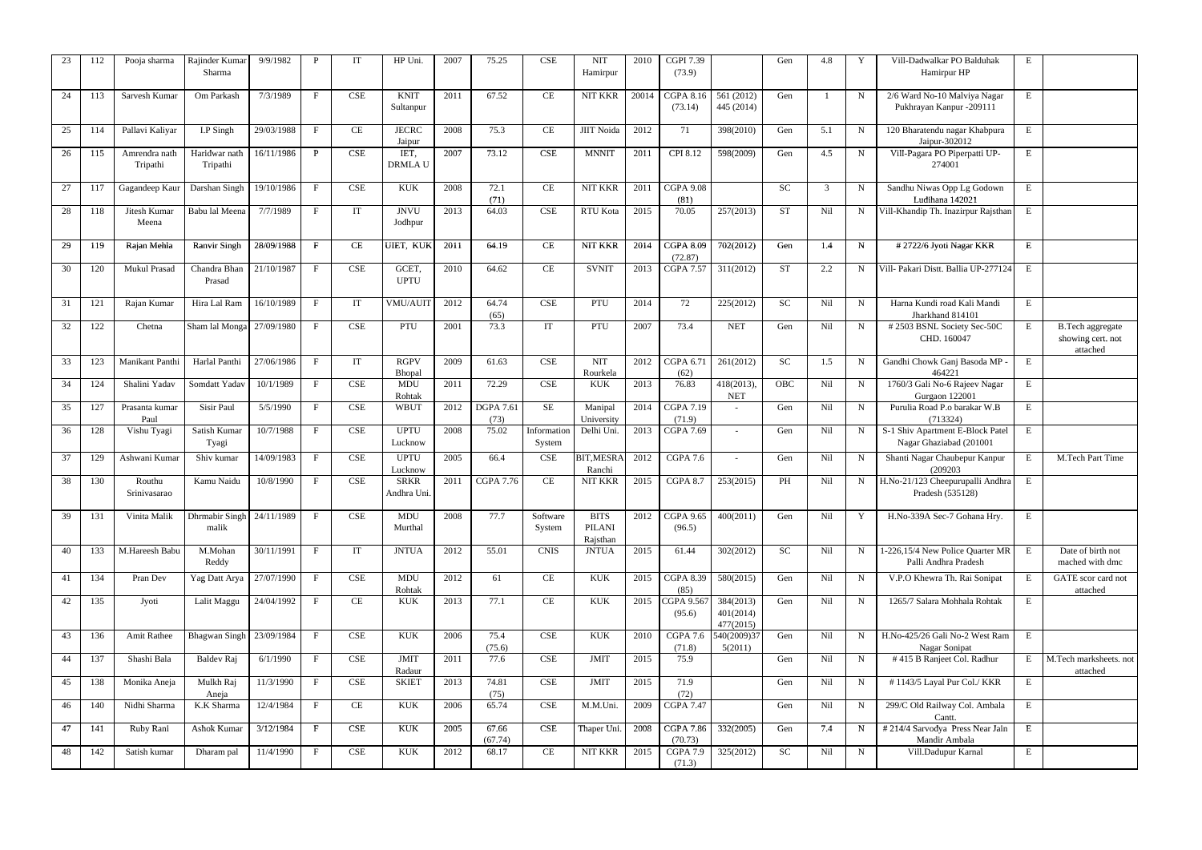| 23 | 112 | Pooja sharma | Rajinder Kumar Sharma | 9/9/1982 | P | IT | HP Uni. | 2007 | 75.25 | CSE | NIT Hamirpur | 2010 | CGPI 7.39 (73.9) | | Gen | 4.8 | Y | Vill-Dadwalkar PO Balduhak Hamirpur HP | E | |
|---|---|---|---|---|---|---|---|---|---|---|---|---|---|---|---|---|---|---|---|---|
| 24 | 113 | Sarvesh Kumar | Om Parkash | 7/3/1989 | F | CSE | KNIT Sultanpur | 2011 | 67.52 | CE | NIT KKR | 20014 | CGPA 8.16 (73.14) | 561 (2012) 445 (2014) | Gen | 1 | N | 2/6 Ward No-10 Malviya Nagar Pukhrayan Kanpur -209111 | E | |
| 25 | 114 | Pallavi Kaliyar | I.P Singh | 29/03/1988 | F | CE | JECRC Jaipur | 2008 | 75.3 | CE | JIIT Noida | 2012 | 71 | 398(2010) | Gen | 5.1 | N | 120 Bharatendu nagar Khabpura Jaipur-302012 | E | |
| 26 | 115 | Amrendra nath Tripathi | Haridwar nath Tripathi | 16/11/1986 | P | CSE | IET, DRMLA U | 2007 | 73.12 | CSE | MNNIT | 2011 | CPI 8.12 | 598(2009) | Gen | 4.5 | N | Vill-Pagara PO Piperpatti UP-274001 | E | |
| 27 | 117 | Gagandeep Kaur | Darshan Singh | 19/10/1986 | F | CSE | KUK | 2008 | 72.1 (71) | CE | NIT KKR | 2011 | CGPA 9.08 (81) | | SC | 3 | N | Sandhu Niwas Opp Lg Godown Ludihana 142021 | E | |
| 28 | 118 | Jitesh Kumar Meena | Babu lal Meena | 7/7/1989 | F | IT | JNVU Jodhpur | 2013 | 64.03 | CSE | RTU Kota | 2015 | 70.05 | 257(2013) | ST | Nil | N | Vill-Khandip Th. Inazirpur Rajsthan | E | |
| 29 | 119 | Rajan Mehla | Ranvir Singh | 28/09/1988 | F | CE | UIET, KUK | 2011 | 64.19 | CE | NIT KKR | 2014 | CGPA 8.09 (72.87) | 702(2012) | Gen | 1.4 | N | # 2722/6 Jyoti Nagar KKR | E | |
| 30 | 120 | Mukul Prasad | Chandra Bhan Prasad | 21/10/1987 | F | CSE | GCET, UPTU | 2010 | 64.62 | CE | SVNIT | 2013 | CGPA 7.57 | 311(2012) | ST | 2.2 | N | Vill- Pakari Distt. Ballia UP-277124 | E | |
| 31 | 121 | Rajan Kumar | Hira Lal Ram | 16/10/1989 | F | IT | VMU/AUIT | 2012 | 64.74 (65) | CSE | PTU | 2014 | 72 | 225(2012) | SC | Nil | N | Harna Kundi road Kali Mandi Jharkhand 814101 | E | |
| 32 | 122 | Chetna | Sham lal Monga | 27/09/1980 | F | CSE | PTU | 2001 | 73.3 | IT | PTU | 2007 | 73.4 | NET | Gen | Nil | N | # 2503 BSNL Society Sec-50C CHD. 160047 | E | B.Tech aggregate showing cert. not attached |
| 33 | 123 | Manikant Panthi | Harlal Panthi | 27/06/1986 | F | IT | RGPV Bhopal | 2009 | 61.63 | CSE | NIT Rourkela | 2012 | CGPA 6.71 (62) | 261(2012) | SC | 1.5 | N | Gandhi Chowk Ganj Basoda MP - 464221 | E | |
| 34 | 124 | Shalini Yadav | Somdatt Yadav | 10/1/1989 | F | CSE | MDU Rohtak | 2011 | 72.29 | CSE | KUK | 2013 | 76.83 | 418(2013), NET | OBC | Nil | N | 1760/3 Gali No-6 Rajeev Nagar Gurgaon 122001 | E | |
| 35 | 127 | Prasanta kumar Paul | Sisir Paul | 5/5/1990 | F | CSE | WBUT | 2012 | DGPA 7.61 (73) | SE | Manipal University | 2014 | CGPA 7.19 (71.9) | - | Gen | Nil | N | Purulia Road P.o barakar W.B (713324) | E | |
| 36 | 128 | Vishu Tyagi | Satish Kumar Tyagi | 10/7/1988 | F | CSE | UPTU Lucknow | 2008 | 75.02 | Information System | Delhi Uni. | 2013 | CGPA 7.69 | - | Gen | Nil | N | S-1 Shiv Apartment E-Block Patel Nagar Ghaziabad (201001 | E | |
| 37 | 129 | Ashwani Kumar | Shiv kumar | 14/09/1983 | F | CSE | UPTU Lucknow | 2005 | 66.4 | CSE | BIT,MESRA Ranchi | 2012 | CGPA 7.6 | - | Gen | Nil | N | Shanti Nagar Chaubepur Kanpur (209203 | E | M.Tech Part Time |
| 38 | 130 | Routhu Srinivasarao | Kamu Naidu | 10/8/1990 | F | CSE | SRKR Andhra Uni. | 2011 | CGPA 7.76 | CE | NIT KKR | 2015 | CGPA 8.7 | 253(2015) | PH | Nil | N | H.No-21/123 Cheepurupalli Andhra Pradesh (535128) | E | |
| 39 | 131 | Vinita Malik | Dhrmabir Singh malik | 24/11/1989 | F | CSE | MDU Murthal | 2008 | 77.7 | Software System | BITS PILANI Rajsthan | 2012 | CGPA 9.65 (96.5) | 400(2011) | Gen | Nil | Y | H.No-339A Sec-7 Gohana Hry. | E | |
| 40 | 133 | M.Hareesh Babu | M.Mohan Reddy | 30/11/1991 | F | IT | JNTUA | 2012 | 55.01 | CNIS | JNTUA | 2015 | 61.44 | 302(2012) | SC | Nil | N | 1-226,15/4 New Police Quarter MR Palli Andhra Pradesh | E | Date of birth not mached with dmc |
| 41 | 134 | Pran Dev | Yag Datt Arya | 27/07/1990 | F | CSE | MDU Rohtak | 2012 | 61 | CE | KUK | 2015 | CGPA 8.39 (85) | 580(2015) | Gen | Nil | N | V.P.O Khewra Th. Rai Sonipat | E | GATE scor card not attached |
| 42 | 135 | Jyoti | Lalit Maggu | 24/04/1992 | F | CE | KUK | 2013 | 77.1 | CE | KUK | 2015 | CGPA 9.567 (95.6) | 384(2013) 401(2014) 477(2015) | Gen | Nil | N | 1265/7 Salara Mohhala Rohtak | E | |
| 43 | 136 | Amit Rathee | Bhagwan Singh | 23/09/1984 | F | CSE | KUK | 2006 | 75.4 (75.6) | CSE | KUK | 2010 | CGPA 7.6 (71.8) | 540(2009)37 5(2011) | Gen | Nil | N | H.No-425/26 Gali No-2 West Ram Nagar Sonipat | E | |
| 44 | 137 | Shashi Bala | Baldev Raj | 6/1/1990 | F | CSE | JMIT Radaur | 2011 | 77.6 | CSE | JMIT | 2015 | 75.9 | | Gen | Nil | N | # 415 B Ranjeet Col. Radhur | E | M.Tech marksheets. not attached |
| 45 | 138 | Monika Aneja | Mulkh Raj Aneja | 11/3/1990 | F | CSE | SKIET | 2013 | 74.81 (75) | CSE | JMIT | 2015 | 71.9 (72) | | Gen | Nil | N | # 1143/5 Layal Pur Col./ KKR | E | |
| 46 | 140 | Nidhi Sharma | K.K Sharma | 12/4/1984 | F | CE | KUK | 2006 | 65.74 | CSE | M.M.Uni. | 2009 | CGPA 7.47 | | Gen | Nil | N | 299/C Old Railway Col. Ambala Cantt. | E | |
| 47 | 141 | Ruby Rani | Ashok Kumar | 3/12/1984 | F | CSE | KUK | 2005 | 67.66 (67.74) | CSE | Thaper Uni. | 2008 | CGPA 7.86 (70.73) | 332(2005) | Gen | 7.4 | N | # 214/4 Sarvodya Press Near Jain Mandir Ambala | E | |
| 48 | 142 | Satish kumar | Dharam pal | 11/4/1990 | F | CSE | KUK | 2012 | 68.17 | CE | NIT KKR | 2015 | CGPA 7.9 (71.3) | 325(2012) | SC | Nil | N | Vill.Dadupur Karnal | E | |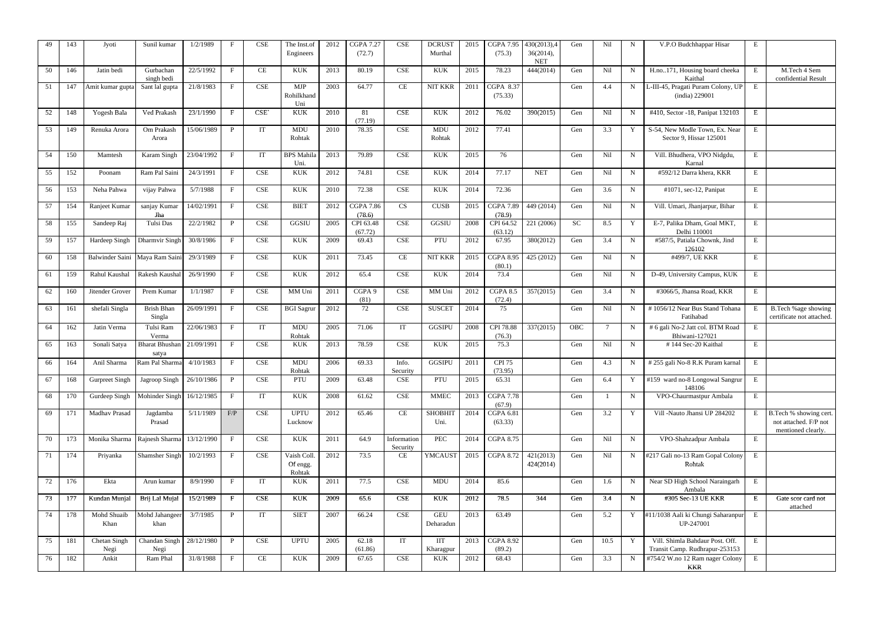| 49 | 143 | Jyoti | Sunil kumar | 1/2/1989 | F | CSE | The Inst.of Engineers | 2012 | CGPA 7.27 (72.7) | CSE | DCRUST Murthal | 2015 | CGPA 7.95 (75.3) | 430(2013),436(2014), NET | Gen | Nil | N | V.P.O Budhkhappar Hisar | E | |
|---|---|---|---|---|---|---|---|---|---|---|---|---|---|---|---|---|---|---|---|---|
| 50 | 146 | Jatin bedi | Gurbachan singh bedi | 22/5/1992 | F | CE | KUK | 2013 | 80.19 | CSE | KUK | 2015 | 78.23 | 444(2014) | Gen | Nil | N | H.no..171, Housing board cheeka Kaithal | E | M.Tech 4 Sem confidential Result |
| 51 | 147 | Amit kumar gupta | Sant lal gupta | 21/8/1983 | F | CSE | MJP Rohilkhand Uni | 2003 | 64.77 | CE | NIT KKR | 2011 | CGPA 8.37 (75.33) | | Gen | 4.4 | N | L-III-45, Pragati Puram Colony, UP (india) 229001 | E | |
| 52 | 148 | Yogesh Bala | Ved Prakash | 23/1/1990 | F | CSE` | KUK | 2010 | 81 (77.19) | CSE | KUK | 2012 | 76.02 | 390(2015) | Gen | Nil | N | #410, Sector -18, Panipat 132103 | E | |
| 53 | 149 | Renuka Arora | Om Prakash Arora | 15/06/1989 | P | IT | MDU Rohtak | 2010 | 78.35 | CSE | MDU Rohtak | 2012 | 77.41 | | Gen | 3.3 | Y | S-54, New Modle Town, Ex. Near Sector 9, Hissar 125001 | E | |
| 54 | 150 | Mamtesh | Karam Singh | 23/04/1992 | F | IT | BPS Mahila Uni. | 2013 | 79.89 | CSE | KUK | 2015 | 76 | | Gen | Nil | N | Vill. Bhudhera, VPO Nidgdu, Karnal | E | |
| 55 | 152 | Poonam | Ram Pal Saini | 24/3/1991 | F | CSE | KUK | 2012 | 74.81 | CSE | KUK | 2014 | 77.17 | NET | Gen | Nil | N | #592/12 Darra khera, KKR | E | |
| 56 | 153 | Neha Pahwa | vijay Pahwa | 5/7/1988 | F | CSE | KUK | 2010 | 72.38 | CSE | KUK | 2014 | 72.36 | | Gen | 3.6 | N | #1071, sec-12, Panipat | E | |
| 57 | 154 | Ranjeet Kumar | sanjay Kumar Jha | 14/02/1991 | F | CSE | BIET | 2012 | CGPA 7.86 (78.6) | CS | CUSB | 2015 | CGPA 7.89 (78.9) | 449 (2014) | Gen | Nil | N | Vill. Umari, Jhanjarpur, Bihar | E | |
| 58 | 155 | Sandeep Raj | Tulsi Das | 22/2/1982 | P | CSE | GGSIU | 2005 | CPI 63.48 (67.72) | CSE | GGSIU | 2008 | CPI 64.52 (63.12) | 221 (2006) | SC | 8.5 | Y | E-7, Palika Dham, Goal MKT, Delhi 110001 | E | |
| 59 | 157 | Hardeep Singh | Dharmvir Singh | 30/8/1986 | F | CSE | KUK | 2009 | 69.43 | CSE | PTU | 2012 | 67.95 | 380(2012) | Gen | 3.4 | N | #587/5, Patiala Chownk, Jind 126102 | E | |
| 60 | 158 | Balwinder Saini | Maya Ram Saini | 29/3/1989 | F | CSE | KUK | 2011 | 73.45 | CE | NIT KKR | 2015 | CGPA 8.95 (80.1) | 425 (2012) | Gen | Nil | N | #499/7, UE KKR | E | |
| 61 | 159 | Rahul Kaushal | Rakesh Kaushal | 26/9/1990 | F | CSE | KUK | 2012 | 65.4 | CSE | KUK | 2014 | 73.4 | | Gen | Nil | N | D-49, University Campus, KUK | E | |
| 62 | 160 | Jitender Grover | Prem Kumar | 1/1/1987 | F | CSE | MM Uni | 2011 | CGPA 9 (81) | CSE | MM Uni | 2012 | CGPA 8.5 (72.4) | 357(2015) | Gen | 3.4 | N | #3066/5, Jhansa Road, KKR | E | |
| 63 | 161 | shefali Singla | Brish Bhan Singla | 26/09/1991 | F | CSE | BGI Sagrur | 2012 | 72 | CSE | SUSCET | 2014 | 75 | | Gen | Nil | N | # 1056/12 Near Bus Stand Tohana Fatihabad | E | B.Tech %age showing certificate not attached. |
| 64 | 162 | Jatin Verma | Tulsi Ram Verma | 22/06/1983 | F | IT | MDU Rohtak | 2005 | 71.06 | IT | GGSIPU | 2008 | CPI 78.88 (76.3) | 337(2015) | OBC | 7 | N | # 6 gali No-2 Jatt col. BTM Road Bhiwani-127021 | E | |
| 65 | 163 | Sonali Satya | Bharat Bhushan satya | 21/09/1991 | F | CSE | KUK | 2013 | 78.59 | CSE | KUK | 2015 | 75.3 | | Gen | Nil | N | # 144 Sec-20 Kaithal | E | |
| 66 | 164 | Anil Sharma | Ram Pal Sharma | 4/10/1983 | F | CSE | MDU Rohtak | 2006 | 69.33 | Info. Security | GGSIPU | 2011 | CPI 75 (73.95) | | Gen | 4.3 | N | # 255 gali No-8 R.K Puram karnal | E | |
| 67 | 168 | Gurpreet Singh | Jagroop Singh | 26/10/1986 | P | CSE | PTU | 2009 | 63.48 | CSE | PTU | 2015 | 65.31 | | Gen | 6.4 | Y | #159 ward no-8 Longowal Sangrur 148106 | E | |
| 68 | 170 | Gurdeep Singh | Mohinder Singh | 16/12/1985 | F | IT | KUK | 2008 | 61.62 | CSE | MMEC | 2013 | CGPA 7.78 (67.9) | | Gen | 1 | N | VPO-Chaurmastpur Ambala | E | |
| 69 | 171 | Madhav Prasad | Jagdamba Prasad | 5/11/1989 | F/P | CSE | UPTU Lucknow | 2012 | 65.46 | CE | SHOBHIT Uni. | 2014 | CGPA 6.81 (63.33) | | Gen | 3.2 | Y | Vill -Nauto Jhansi UP 284202 | E | B.Tech % showing cert. not attached. F/P not mentioned clearly. |
| 70 | 173 | Monika Sharma | Rajnesh Sharma | 13/12/1990 | F | CSE | KUK | 2011 | 64.9 | Information Security | PEC | 2014 | CGPA 8.75 | | Gen | Nil | N | VPO-Shahzadpur Ambala | E | |
| 71 | 174 | Priyanka | Shamsher Singh | 10/2/1993 | F | CSE | Vaish Coll. Of engg. Rohtak | 2012 | 73.5 | CE | YMCAUST | 2015 | CGPA 8.72 | 421(2013) 424(2014) | Gen | Nil | N | #217 Gali no-13 Ram Gopal Colony Rohtak | E | |
| 72 | 176 | Ekta | Arun kumar | 8/9/1990 | F | IT | KUK | 2011 | 77.5 | CSE | MDU | 2014 | 85.6 | | Gen | 1.6 | N | Near SD High School Naraingarh Ambala | E | |
| 73 | 177 | Kundan Munjal | Brij Lal Mujal | 15/2/1989 | F | CSE | KUK | 2009 | 65.6 | CSE | KUK | 2012 | 78.5 | 344 | Gen | 3.4 | N | #305 Sec-13 UE KKR | E | Gate scor card not attached |
| 74 | 178 | Mohd Shuaib Khan | Mohd Jahangeer khan | 3/7/1985 | P | IT | SIET | 2007 | 66.24 | CSE | GEU Deharadun | 2013 | 63.49 | | Gen | 5.2 | Y | #11/1038 Aali ki Chungi Saharanpur UP-247001 | E | |
| 75 | 181 | Chetan Singh Negi | Chandan Singh Negi | 28/12/1980 | P | CSE | UPTU | 2005 | 62.18 (61.86) | IT | IIT Kharagpur | 2013 | CGPA 8.92 (89.2) | | Gen | 10.5 | Y | Vill. Shimla Bahdaur Post. Off. Transit Camp. Rudhrapur-253153 | E | |
| 76 | 182 | Ankit | Ram Phal | 31/8/1988 | F | CE | KUK | 2009 | 67.65 | CSE | KUK | 2012 | 68.43 | | Gen | 3.3 | N | #754/2 W.no 12 Ram nager Colony KKR | E | |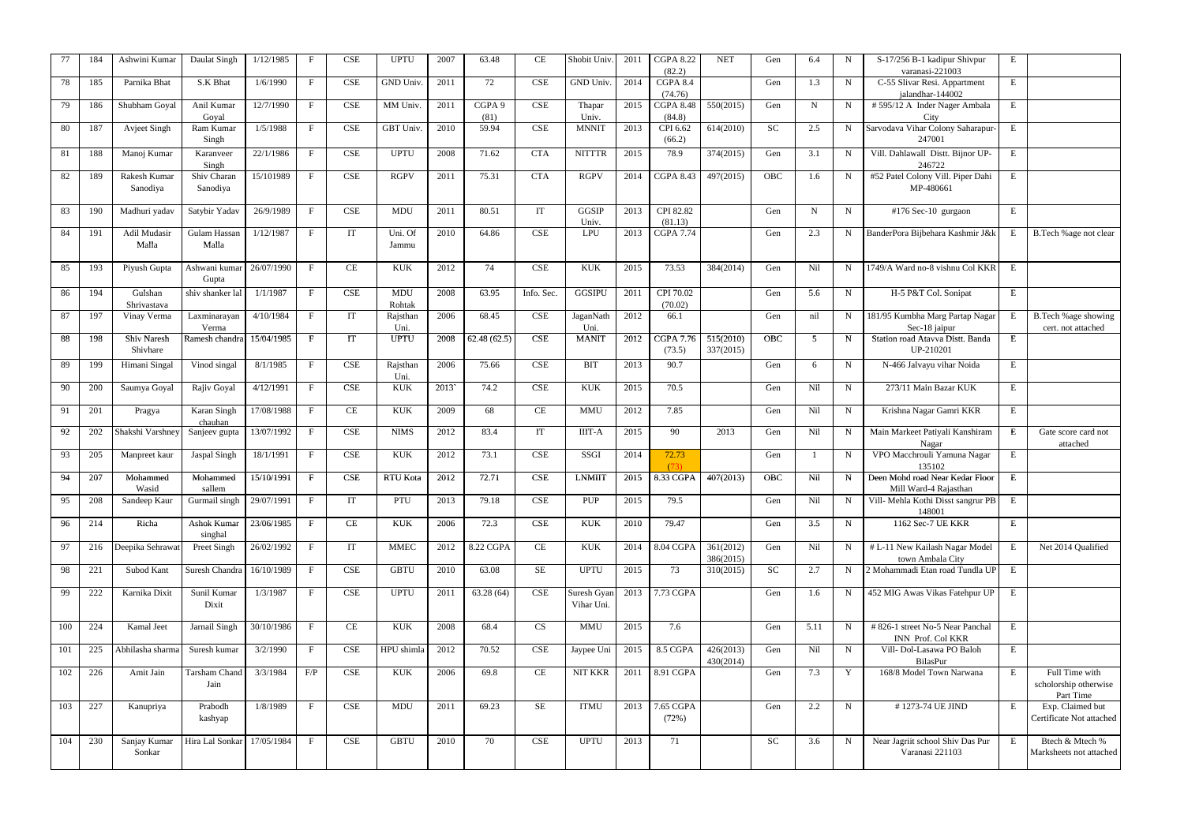| 77 | 184 | Ashwini Kumar | Daulat Singh | 1/12/1985 | F | CSE | UPTU | 2007 | 63.48 | CE | Shobit Univ. | 2011 | CGPA 8.22 (82.2) | NET | Gen | 6.4 | N | S-17/256 B-1 kadipur Shivpur varanasi-221003 | E | |
|---|---|---|---|---|---|---|---|---|---|---|---|---|---|---|---|---|---|---|---|---|
| 78 | 185 | Parnika Bhat | S.K Bhat | 1/6/1990 | F | CSE | GND Univ. | 2011 | 72 | CSE | GND Univ. | 2014 | CGPA 8.4 (74.76) | | Gen | 1.3 | N | C-55 Slivar Resi. Appartment jalandhar-144002 | E | |
| 79 | 186 | Shubham Goyal | Anil Kumar Goyal | 12/7/1990 | F | CSE | MM Univ. | 2011 | CGPA 9 (81) | CSE | Thapar Univ. | 2015 | CGPA 8.48 (84.8) | 550(2015) | Gen | N | N | # 595/12 A Inder Nager Ambala City | E | |
| 80 | 187 | Avjeet Singh | Ram Kumar Singh | 1/5/1988 | F | CSE | GBT Univ. | 2010 | 59.94 | CSE | MNNIT | 2013 | CPI 6.62 (66.2) | 614(2010) | SC | 2.5 | N | Sarvodava Vihar Colony Saharapur-247001 | E | |
| 81 | 188 | Manoj Kumar | Karanveer Singh | 22/1/1986 | F | CSE | UPTU | 2008 | 71.62 | CTA | NITTTR | 2015 | 78.9 | 374(2015) | Gen | 3.1 | N | Vill. Dahlawall Distt. Bijnor UP-246722 | E | |
| 82 | 189 | Rakesh Kumar Sanodiya | Shiv Charan Sanodiya | 15/101989 | F | CSE | RGPV | 2011 | 75.31 | CTA | RGPV | 2014 | CGPA 8.43 | 497(2015) | OBC | 1.6 | N | #52 Patel Colony Vill. Piper Dahi MP-480661 | E | |
| 83 | 190 | Madhuri yadav | Satybir Yadav | 26/9/1989 | F | CSE | MDU | 2011 | 80.51 | IT | GGSIP Univ. | 2013 | CPI 82.82 (81.13) | | Gen | N | N | #176 Sec-10 gurgaon | E | |
| 84 | 191 | Adil Mudasir Malla | Gulam Hassan Malla | 1/12/1987 | F | IT | Uni. Of Jammu | 2010 | 64.86 | CSE | LPU | 2013 | CGPA 7.74 | | Gen | 2.3 | N | BanderPora Bijbehara Kashmir J&k | E | B.Tech %age not clear |
| 85 | 193 | Piyush Gupta | Ashwani kumar Gupta | 26/07/1990 | F | CE | KUK | 2012 | 74 | CSE | KUK | 2015 | 73.53 | 384(2014) | Gen | Nil | N | 1749/A Ward no-8 vishnu Col KKR | E | |
| 86 | 194 | Gulshan Shrivastava | shiv shanker lal | 1/1/1987 | F | CSE | MDU Rohtak | 2008 | 63.95 | Info. Sec. | GGSIPU | 2011 | CPI 70.02 (70.02) | | Gen | 5.6 | N | H-5 P&T Col. Sonipat | E | |
| 87 | 197 | Vinay Verma | Laxminarayan Verma | 4/10/1984 | F | IT | Rajsthan Uni. | 2006 | 68.45 | CSE | JaganNath Uni. | 2012 | 66.1 | | Gen | nil | N | 181/95 Kumbha Marg Partap Nagar Sec-18 jaipur | E | B.Tech %age showing cert. not attached |
| 88 | 198 | Shiv Naresh Shivhare | Ramesh chandra | 15/04/1985 | F | IT | UPTU | 2008 | 62.48 (62.5) | CSE | MANIT | 2012 | CGPA 7.76 (73.5) | 515(2010) 337(2015) | OBC | 5 | N | Station road Atavva Distt. Banda UP-210201 | E | |
| 89 | 199 | Himani Singal | Vinod singal | 8/1/1985 | F | CSE | Rajsthan Uni. | 2006 | 75.66 | CSE | BIT | 2013 | 90.7 | | Gen | 6 | N | N-466 Jalvayu vihar Noida | E | |
| 90 | 200 | Saumya Goyal | Rajiv Goyal | 4/12/1991 | F | CSE | KUK | 2013` | 74.2 | CSE | KUK | 2015 | 70.5 | | Gen | Nil | N | 273/11 Main Bazar KUK | E | |
| 91 | 201 | Pragya | Karan Singh chauhan | 17/08/1988 | F | CE | KUK | 2009 | 68 | CE | MMU | 2012 | 7.85 | | Gen | Nil | N | Krishna Nagar Gamri KKR | E | |
| 92 | 202 | Shakshi Varshney | Sanjeev gupta | 13/07/1992 | F | CSE | NIMS | 2012 | 83.4 | IT | IIIT-A | 2015 | 90 | 2013 | Gen | Nil | N | Main Markeet Patiyali Kanshiram Nagar | E | Gate score card not attached |
| 93 | 205 | Manpreet kaur | Jaspal Singh | 18/1/1991 | F | CSE | KUK | 2012 | 73.1 | CSE | SSGI | 2014 | 72.73 (73) | | Gen | 1 | N | VPO Macchrouli Yamuna Nagar 135102 | E | |
| 94 | 207 | Mohammed Wasid | Mohammed sallem | 15/10/1991 | F | CSE | RTU Kota | 2012 | 72.71 | CSE | LNMIIT | 2015 | 8.33 CGPA | 407(2013) | OBC | Nil | N | Deen Mohd road Near Kedar Floor Mill Ward-4 Rajasthan | E | |
| 95 | 208 | Sandeep Kaur | Gurmail singh | 29/07/1991 | F | IT | PTU | 2013 | 79.18 | CSE | PUP | 2015 | 79.5 | | Gen | Nil | N | Vill- Mehla Kothi Disst sangrur PB 148001 | E | |
| 96 | 214 | Richa | Ashok Kumar singhal | 23/06/1985 | F | CE | KUK | 2006 | 72.3 | CSE | KUK | 2010 | 79.47 | | Gen | 3.5 | N | 1162 Sec-7 UE KKR | E | |
| 97 | 216 | Deepika Sehrawat | Preet Singh | 26/02/1992 | F | IT | MMEC | 2012 | 8.22 CGPA | CE | KUK | 2014 | 8.04 CGPA | 361(2012) 386(2015) | Gen | Nil | N | # L-11 New Kailash Nagar Model town Ambala City | E | Net 2014 Qualified |
| 98 | 221 | Subod Kant | Suresh Chandra | 16/10/1989 | F | CSE | GBTU | 2010 | 63.08 | SE | UPTU | 2015 | 73 | 310(2015) | SC | 2.7 | N | 2 Mohammadi Etan road Tundla UP | E | |
| 99 | 222 | Karnika Dixit | Sunil Kumar Dixit | 1/3/1987 | F | CSE | UPTU | 2011 | 63.28 (64) | CSE | Suresh Gyan Vihar Uni. | 2013 | 7.73 CGPA | | Gen | 1.6 | N | 452 MIG Awas Vikas Fatehpur UP | E | |
| 100 | 224 | Kamal Jeet | Jarnail Singh | 30/10/1986 | F | CE | KUK | 2008 | 68.4 | CS | MMU | 2015 | 7.6 | | Gen | 5.11 | N | # 826-1 street No-5 Near Panchal INN Prof. Col KKR | E | |
| 101 | 225 | Abhilasha sharma | Suresh kumar | 3/2/1990 | F | CSE | HPU shimla | 2012 | 70.52 | CSE | Jaypee Uni | 2015 | 8.5 CGPA | 426(2013) 430(2014) | Gen | Nil | N | Vill- Dol-Lasawa PO Baloh BilasPur | E | |
| 102 | 226 | Amit Jain | Tarsham Chand Jain | 3/3/1984 | F/P | CSE | KUK | 2006 | 69.8 | CE | NIT KKR | 2011 | 8.91 CGPA | | Gen | 7.3 | Y | 168/8 Model Town Narwana | E | Full Time with scholorship otherwise Part Time |
| 103 | 227 | Kanupriya | Prabodh kashyap | 1/8/1989 | F | CSE | MDU | 2011 | 69.23 | SE | ITMU | 2013 | 7.65 CGPA (72%) | | Gen | 2.2 | N | # 1273-74 UE JIND | E | Exp. Claimed but Certificate Not attached |
| 104 | 230 | Sanjay Kumar Sonkar | Hira Lal Sonkar | 17/05/1984 | F | CSE | GBTU | 2010 | 70 | CSE | UPTU | 2013 | 71 | | SC | 3.6 | N | Near Jagriit school Shiv Das Pur Varanasi 221103 | E | Btech & Mtech % Marksheets not attached |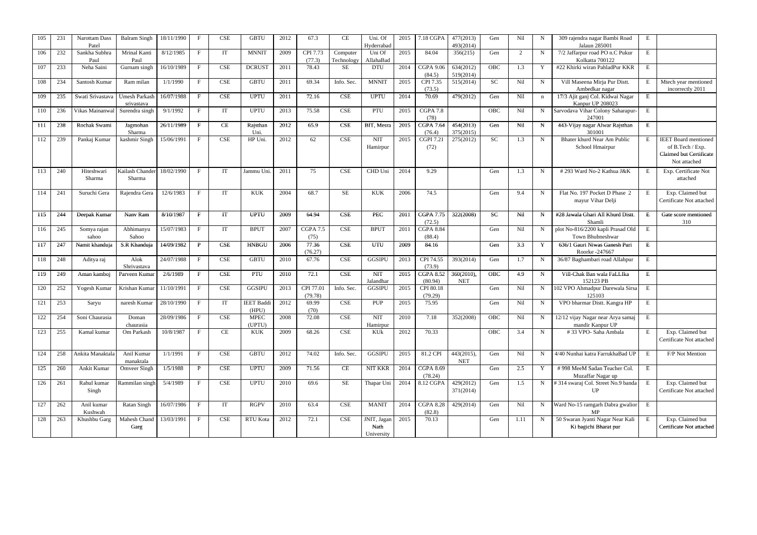| 105 | 231 | Narottam Dass Patel | Balram Singh | 18/11/1990 | F | CSE | GBTU | 2012 | 67.3 | CE | Uni. Of Hyderrabad | 2015 | 7.18 CGPA | 477(2013) 493(2014) | Gen | Nil | N | 309 rajendra nagar Bambi Road Jalaun 285001 | E | |
|---|---|---|---|---|---|---|---|---|---|---|---|---|---|---|---|---|---|---|---|---|
| 106 | 232 | Sankha Subhra Paul | Mrinal Kanti Paul | 8/12/1985 | F | IT | MNNIT | 2009 | CPI 7.73 (77.3) | Computer Technology | Uni Of AllahaBad | 2015 | 84.04 | 356(215) | Gen | 2 | N | 7/2 Jaffarpur road PO n.C Pukur Kolkatta 700122 | E | |
| 107 | 233 | Neha Saini | Gurnam singh | 16/10/1989 | F | CSE | DCRUST | 2011 | 78.43 | SE | DTU | 2014 | CGPA 9.06 (84.5) | 634(2012) 519(2014) | OBC | 1.3 | Y | #22 Khirki wiran PahladPur KKR | E | |
| 108 | 234 | Santosh Kumar | Ram milan | 1/1/1990 | F | CSE | GBTU | 2011 | 69.34 | Info. Sec. | MNNIT | 2015 | CPI 7.35 (73.5) | 515(2014) | SC | Nil | N | Vill Maseena Mirja Pur Distt. Ambedkar nagar | E | Mtech year mentioned incorrectly 2011 |
| 109 | 235 | Swati Srivastava | Umesh Parkash srivastava | 16/07/1988 | F | CSE | UPTU | 2011 | 72.16 | CSE | UPTU | 2014 | 70.69 | 479(2012) | Gen | Nil | n | 17/3 Ajit ganj Col. Kidwai Nagar Kanpur UP 208023 | E | |
| 110 | 236 | Vikas Mainanwal | Surendra singh | 9/1/1992 | F | IT | UPTU | 2013 | 75.58 | CSE | PTU | 2015 | CGPA 7.8 (78) | | OBC | Nil | N | Sarvodava Vihar Colony Saharapur-247001 | E | |
| 111 | 238 | Rochak Swami | Jagmohan Sharma | 26/11/1989 | F | CE | Rajsthan Uni. | 2012 | 65.9 | CSE | BIT, Mesra | 2015 | CGPA 7.64 (76.4) | 454(2013) 375(2015) | Gen | Nil | N | 443-Vijay nagar Alwar Rajsthan 301001 | E | |
| 112 | 239 | Pankaj Kumar | kashmir Singh | 15/06/1991 | F | CSE | HP Uni. | 2012 | 62 | CSE | NIT Hamirpur | 2015 | CGPI 7.21 (72) | 275(2012) | SC | 1.3 | N | Bhater khurd Near Am Public School Hmairpur | E | IEET Board mentioned of B.Tech / Exp. Claimed but Certificate Not attached |
| 113 | 240 | Hiteshwari Sharma | Kailash Chander Sharma | 18/02/1990 | F | IT | Jammu Uni. | 2011 | 75 | CSE | CHD Uni | 2014 | 9.29 | | Gen | 1.3 | N | # 293 Ward No-2 Kathua J&K | E | Exp. Certificate Not attached |
| 114 | 241 | Suruchi Gera | Rajendra Gera | 12/6/1983 | F | IT | KUK | 2004 | 68.7 | SE | KUK | 2006 | 74.5 | | Gen | 9.4 | N | Flat No. 197 Pocket D Phase 2 mayur Vihar Delji | E | Exp. Claimed but Certificate Not attached |
| 115 | 244 | Deepak Kumar | Nanv Ram | 8/10/1987 | F | IT | UPTU | 2009 | 64.94 | CSE | PEC | 2011 | CGPA 7.75 (72.5) | 322(2008) | SC | Nil | N | #28 Jawala Ghari All Khurd Distt. Shamli | E | Gate score mentioned 310 |
| 116 | 245 | Somya rajan sahoo | Abhimanyu Sahoo | 15/07/1983 | F | IT | BPUT | 2007 | CGPA 7.5 (75) | CSE | BPUT | 2011 | CGPA 8.84 (88.4) | | Gen | Nil | N | plot No-816/2200 kapli Prasad Old Town Bhubneshwar | E | |
| 117 | 247 | Namit khanduja | S.R Khanduja | 14/09/1982 | P | CSE | HNBGU | 2006 | 77.36 (76.27) | CSE | UTU | 2009 | 84.16 | | Gen | 3.3 | Y | 636/1 Gauri Niwas Ganesh Puri Roorke -247667 | E | |
| 118 | 248 | Aditya raj | Alok Shrivastava | 24/07/1988 | F | CSE | GBTU | 2010 | 67.76 | CSE | GGSIPU | 2013 | CPI 74.55 (73.9) | 393(2014) | Gen | 1.7 | N | 36/87 Baghambari road Allahpur | E | |
| 119 | 249 | Aman kamboj | Parveen Kumar | 2/6/1989 | F | CSE | PTU | 2010 | 72.1 | CSE | NIT Jalandhar | 2015 | CGPA 8.52 (80.94) | 360(2010), NET | OBC | 4.9 | N | Vill-Chak Ban wala FaLLIka 152123 PB | E | |
| 120 | 252 | Yogesh Kumar | Krishan Kumar | 11/10/1991 | F | CSE | GGSIPU | 2013 | CPI 77.01 (79.78) | Info. Sec. | GGSIPU | 2015 | CPI 80.18 (79.29) | | Gen | Nil | N | 102 VPO Ahmadpur Darewala Sirsa 125103 | E | |
| 121 | 253 | Saryu | naresh Kumar | 28/10/1990 | F | IT | IEET Baddi (HPU) | 2012 | 69.99 (70) | CSE | PUP | 2015 | 75.95 | | Gen | Nil | N | VPO bharmar Distt. Kangra HP | E | |
| 122 | 254 | Soni Chaurasia | Doman chaurasia | 28/09/1986 | F | CSE | MPEC (UPTU) | 2008 | 72.08 | CSE | NIT Hamirpur | 2010 | 7.18 | 352(2008) | OBC | Nil | N | 12/12 vijay Nagar near Arya samaj mandir Kanpur UP | E | |
| 123 | 255 | Kamal kumar | Om Parkash | 10/8/1987 | F | CE | KUK | 2009 | 68.26 | CSE | KUk | 2012 | 70.33 | | OBC | 3.4 | N | # 33 VPO- Saha Ambala | E | Exp. Claimed but Certificate Not attached |
| 124 | 258 | Ankita Manaktala | Anil Kumar manaktala | 1/1/1991 | F | CSE | GBTU | 2012 | 74.02 | Info. Sec. | GGSIPU | 2015 | 81.2 CPI | 443(2015), NET | Gen | Nil | N | 4/40 Nunhai katra FarrukhaBad UP | E | F/P Not Mention |
| 125 | 260 | Ankit Kumar | Omveer Singh | 1/5/1988 | P | CSE | UPTU | 2009 | 71.56 | CE | NIT KKR | 2014 | CGPA 8.69 (78.24) | | Gen | 2.5 | Y | # 998 MeeM Sadan Teacher Col. Muzaffar Nagar up | E | |
| 126 | 261 | Rahul kumar Singh | Rammilan singh | 5/4/1989 | F | CSE | UPTU | 2010 | 69.6 | SE | Thapar Uni | 2014 | 8.12 CGPA | 429(2012) 371(2014) | Gen | 1.5 | N | # 314 swaraj Col. Street No.9 banda UP | E | Exp. Claimed but Certificate Not attached |
| 127 | 262 | Anil kumar Kushwah | Ratan Singh | 16/07/1986 | F | IT | RGPV | 2010 | 63.4 | CSE | MANIT | 2014 | CGPA 8.28 (82.8) | 429(2014) | Gen | Nil | N | Ward No-15 ramgarh Dabra gwalior MP | E | |
| 128 | 263 | Khushbu Garg | Mahesh Chand Garg | 13/03/1991 | F | CSE | RTU Kota | 2012 | 72.1 | CSE | JNIT, Jagan Nath University | 2015 | 70.13 | | Gen | 1.11 | N | 50 Swaran Jyanti Nagar Near Kali Ki bagichi Bharat pur | E | Exp. Claimed but Certificate Not attached |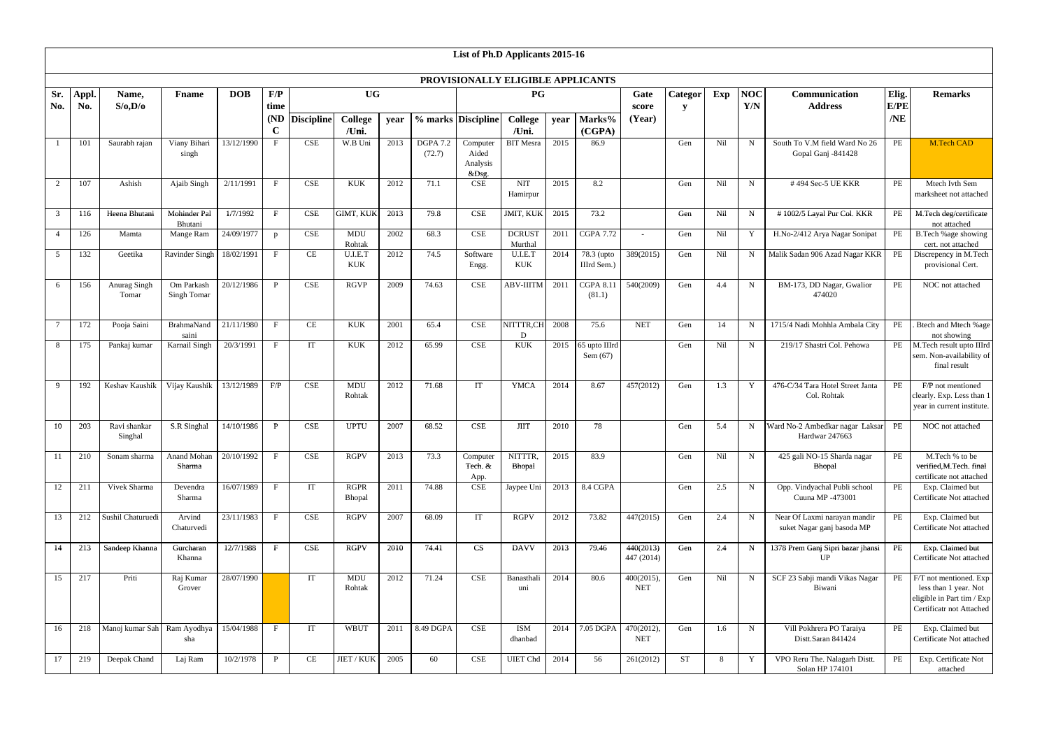# List of Ph.D Applicants 2015-16

## PROVISIONALLY ELIGIBLE APPLICANTS

| Sr. No. | Appl. No. | Name, S/o,D/o | Fname | DOB | F/P time | UG | | | | PG | | | | Gate score | Category | Exp | NOC Y/N | Communication Address | Elig. E/PE /NE | Remarks |
|---|---|---|---|---|---|---|---|---|---|---|---|---|---|---|---|---|---|---|---|---|
| | | | | | (NDC | Discipline | College /Uni. | year | % marks | Discipline | College /Uni. | year | Marks% (CGPA) | (Year) | | | | | | |
| 1 | 101 | Saurabh rajan | Viany Bihari singh | 13/12/1990 | F | CSE | W.B Uni | 2013 | DGPA 7.2 (72.7) | Computer Aided Analysis &Dsg. | BIT Mesra | 2015 | 86.9 | | Gen | Nil | N | South To V.M field Ward No 26 Gopal Ganj -841428 | PE | M.Tech CAD |
| 2 | 107 | Ashish | Ajaib Singh | 2/11/1991 | F | CSE | KUK | 2012 | 71.1 | CSE | NIT Hamirpur | 2015 | 8.2 | | Gen | Nil | N | # 494 Sec-5 UE KKR | PE | Mtech Ivth Sem marksheet not attached |
| 3 | 116 | Heena Bhutani | Mohinder Pal Bhutani | 1/7/1992 | F | CSE | GIMT, KUK | 2013 | 79.8 | CSE | JMIT, KUK | 2015 | 73.2 | | Gen | Nil | N | # 1002/5 Layal Pur Col. KKR | PE | M.Tech deg/certificate not attached |
| 4 | 126 | Mamta | Mange Ram | 24/09/1977 | p | CSE | MDU Rohtak | 2002 | 68.3 | CSE | DCRUST Murthal | 2011 | CGPA 7.72 | - | Gen | Nil | Y | H.No-2/412 Arya Nagar Sonipat | PE | B.Tech %age showing cert. not attached |
| 5 | 132 | Geetika | Ravinder Singh | 18/02/1991 | F | CE | U.I.E.T KUK | 2012 | 74.5 | Software Engg. | U.I.E.T KUK | 2014 | 78.3 (upto IIIrd Sem.) | 389(2015) | Gen | Nil | N | Malik Sadan 906 Azad Nagar KKR | PE | Discrepency in M.Tech provisional Cert. |
| 6 | 156 | Anurag Singh Tomar | Om Parkash Singh Tomar | 20/12/1986 | P | CSE | RGVP | 2009 | 74.63 | CSE | ABV-IIITM | 2011 | CGPA 8.11 (81.1) | 540(2009) | Gen | 4.4 | N | BM-173, DD Nagar, Gwalior 474020 | PE | NOC not attached |
| 7 | 172 | Pooja Saini | BrahmaNand saini | 21/11/1980 | F | CE | KUK | 2001 | 65.4 | CSE | NITTTR,CHD | 2008 | 75.6 | NET | Gen | 14 | N | 1715/4 Nadi Mohhla Ambala City | PE | . Btech and Mtech %age not showing |
| 8 | 175 | Pankaj kumar | Karnail Singh | 20/3/1991 | F | IT | KUK | 2012 | 65.99 | CSE | KUK | 2015 | 65 upto IIIrd Sem (67) | | Gen | Nil | N | 219/17 Shastri Col. Pehowa | PE | M.Tech result upto IIIrd sem. Non-availability of final result |
| 9 | 192 | Keshav Kaushik | Vijay Kaushik | 13/12/1989 | F/P | CSE | MDU Rohtak | 2012 | 71.68 | IT | YMCA | 2014 | 8.67 | 457(2012) | Gen | 1.3 | Y | 476-C/34 Tara Hotel Street Janta Col. Rohtak | PE | F/P not mentioned clearly. Exp. Less than 1 year in current institute. |
| 10 | 203 | Ravi shankar Singhal | S.R Singhal | 14/10/1986 | P | CSE | UPTU | 2007 | 68.52 | CSE | JIIT | 2010 | 78 | | Gen | 5.4 | N | Ward No-2 Ambedkar nagar Laksar Hardwar 247663 | PE | NOC not attached |
| 11 | 210 | Sonam sharma | Anand Mohan Sharma | 20/10/1992 | F | CSE | RGPV | 2013 | 73.3 | Computer Tech. & App. | NITTTR, Bhopal | 2015 | 83.9 | | Gen | Nil | N | 425 gali NO-15 Sharda nagar Bhopal | PE | M.Tech % to be verified,M.Tech. final certificate not attached |
| 12 | 211 | Vivek Sharma | Devendra Sharma | 16/07/1989 | F | IT | RGPR Bhopal | 2011 | 74.88 | CSE | Jaypee Uni | 2013 | 8.4 CGPA | | Gen | 2.5 | N | Opp. Vindyachal Publi school Cuuna MP -473001 | PE | Exp. Claimed but Certificate Not attached |
| 13 | 212 | Sushil Chaturuedi | Arvind Chaturvedi | 23/11/1983 | F | CSE | RGPV | 2007 | 68.09 | IT | RGPV | 2012 | 73.82 | 447(2015) | Gen | 2.4 | N | Near Of Laxmi narayan mandir suket Nagar ganj basoda MP | PE | Exp. Claimed but Certificate Not attached |
| 14 | 213 | Sandeep Khanna | Gurcharan Khanna | 12/7/1988 | F | CSE | RGPV | 2010 | 74.41 | CS | DAVV | 2013 | 79.46 | 440(2013) 447 (2014) | Gen | 2.4 | N | 1378 Prem Ganj Sipri bazar jhansi UP | PE | Exp. Claimed but Certificate Not attached |
| 15 | 217 | Priti | Raj Kumar Grover | 28/07/1990 | | IT | MDU Rohtak | 2012 | 71.24 | CSE | Banasthali uni | 2014 | 80.6 | 400(2015), NET | Gen | Nil | N | SCF 23 Sabji mandi Vikas Nagar Biwani | PE | F/T not mentioned. Exp less than 1 year. Not eligible in Part tim / Exp Certificatr not Attached |
| 16 | 218 | Manoj kumar Sah | Ram Ayodhya sha | 15/04/1988 | F | IT | WBUT | 2011 | 8.49 DGPA | CSE | ISM dhanbad | 2014 | 7.05 DGPA | 470(2012), NET | Gen | 1.6 | N | Vill Pokhrera PO Taraiya Distt.Saran 841424 | PE | Exp. Claimed but Certificate Not attached |
| 17 | 219 | Deepak Chand | Laj Ram | 10/2/1978 | P | CE | JIET / KUK | 2005 | 60 | CSE | UIET Chd | 2014 | 56 | 261(2012) | ST | 8 | Y | VPO Reru The. Nalagarh Distt. Solan HP 174101 | PE | Exp. Certificate Not attached |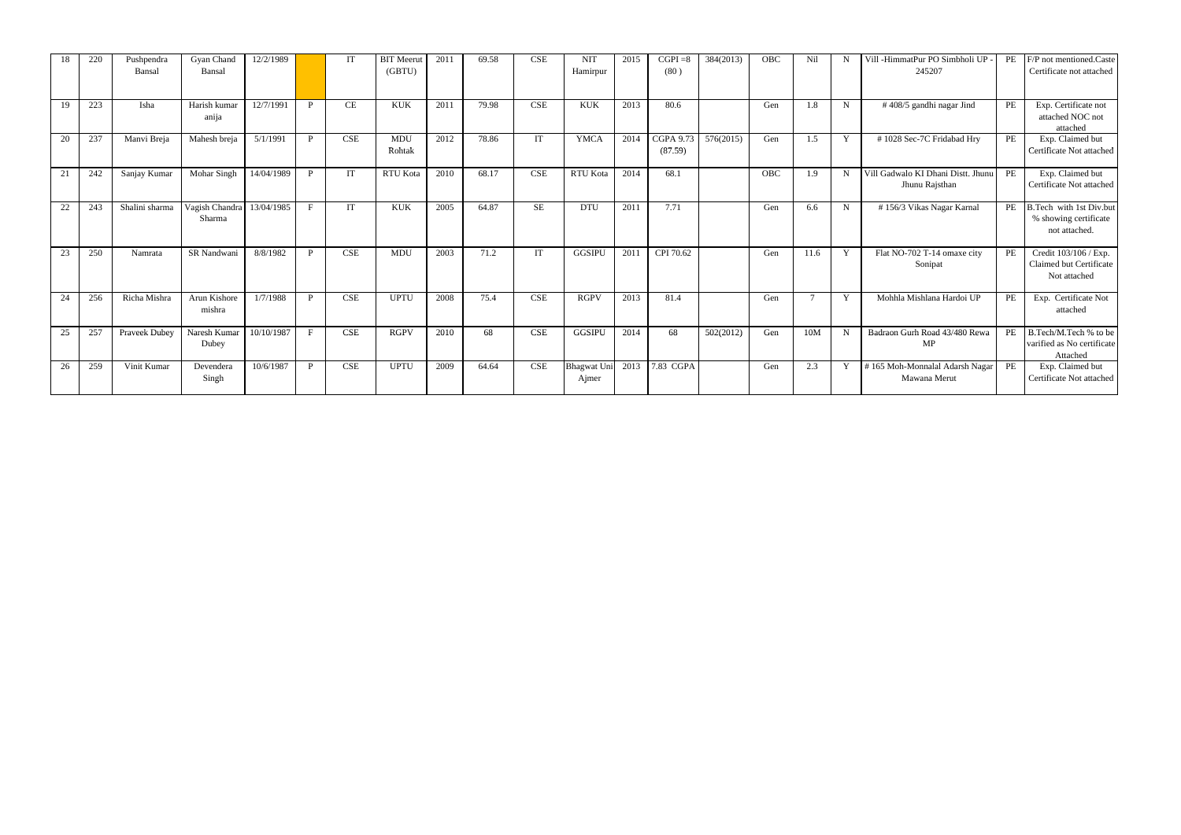| 18 | 220 | Pushpendra Bansal | Gyan Chand Bansal | 12/2/1989 | | IT | BIT Meerut (GBTU) | 2011 | 69.58 | CSE | NIT Hamirpur | 2015 | CGPI =8 (80 ) | 384(2013) | OBC | Nil | N | Vill -HimmatPur PO Simbholi UP - 245207 | PE | F/P not mentioned.Caste Certificate not attached |
|---|---|---|---|---|---|---|---|---|---|---|---|---|---|---|---|---|---|---|---|---|
| 19 | 223 | Isha | Harish kumar anija | 12/7/1991 | P | CE | KUK | 2011 | 79.98 | CSE | KUK | 2013 | 80.6 | | Gen | 1.8 | N | # 408/5 gandhi nagar Jind | PE | Exp. Certificate not attached NOC not attached |
| 20 | 237 | Manvi Breja | Mahesh breja | 5/1/1991 | P | CSE | MDU Rohtak | 2012 | 78.86 | IT | YMCA | 2014 | CGPA 9.73 (87.59) | 576(2015) | Gen | 1.5 | Y | # 1028 Sec-7C Fridabad Hry | PE | Exp. Claimed but Certificate Not attached |
| 21 | 242 | Sanjay Kumar | Mohar Singh | 14/04/1989 | P | IT | RTU Kota | 2010 | 68.17 | CSE | RTU Kota | 2014 | 68.1 | | OBC | 1.9 | N | Vill Gadwalo KI Dhani Distt. Jhunu Jhunu Rajsthan | PE | Exp. Claimed but Certificate Not attached |
| 22 | 243 | Shalini sharma | Vagish Chandra Sharma | 13/04/1985 | F | IT | KUK | 2005 | 64.87 | SE | DTU | 2011 | 7.71 | | Gen | 6.6 | N | # 156/3 Vikas Nagar Karnal | PE | B.Tech with 1st Div.but % showing certificate not attached. |
| 23 | 250 | Namrata | SR Nandwani | 8/8/1982 | P | CSE | MDU | 2003 | 71.2 | IT | GGSIPU | 2011 | CPI 70.62 | | Gen | 11.6 | Y | Flat NO-702 T-14 omaxe city Sonipat | PE | Credit 103/106 / Exp. Claimed but Certificate Not attached |
| 24 | 256 | Richa Mishra | Arun Kishore mishra | 1/7/1988 | P | CSE | UPTU | 2008 | 75.4 | CSE | RGPV | 2013 | 81.4 | | Gen | 7 | Y | Mohhla Mishlana Hardoi UP | PE | Exp. Certificate Not attached |
| 25 | 257 | Praveek Dubey | Naresh Kumar Dubey | 10/10/1987 | F | CSE | RGPV | 2010 | 68 | CSE | GGSIPU | 2014 | 68 | 502(2012) | Gen | 10M | N | Badraon Gurh Road 43/480 Rewa MP | PE | B.Tech/M.Tech % to be varified as No certificate Attached |
| 26 | 259 | Vinit Kumar | Devendera Singh | 10/6/1987 | P | CSE | UPTU | 2009 | 64.64 | CSE | Bhagwat Uni Ajmer | 2013 | 7.83 CGPA | | Gen | 2.3 | Y | # 165 Moh-Monnalal Adarsh Nagar Mawana Merut | PE | Exp. Claimed but Certificate Not attached |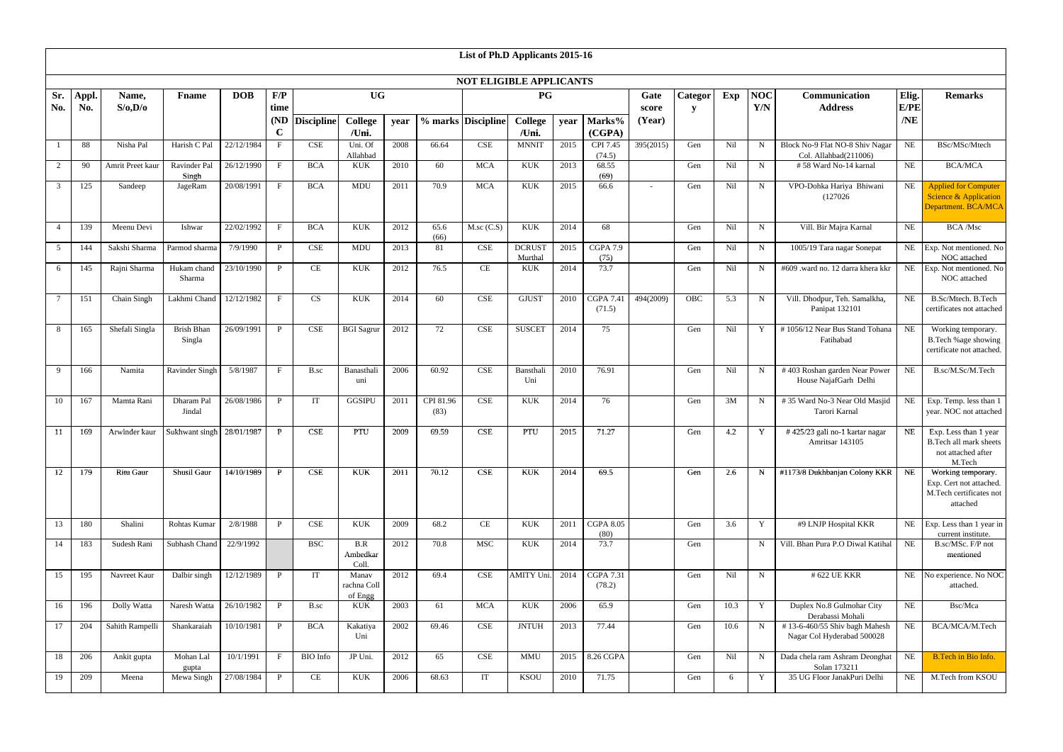# List of Ph.D Applicants 2015-16

## NOT ELIGIBLE APPLICANTS

| Sr. No. | Appl. No. | Name, S/o,D/o | Fname | DOB | F/P time (NDC) | UG | | | | PG | | | | Gate score (Year) | Category | Exp | NOC Y/N | Communication Address | Elig. E/PE/NE | Remarks |
|---|---|---|---|---|---|---|---|---|---|---|---|---|---|---|---|---|---|---|---|---|
| | | | | | | Discipline | College /Uni. | year | % marks | Discipline | College /Uni. | year | Marks% (CGPA) | | | | | | | |
| 1 | 88 | Nisha Pal | Harish C Pal | 22/12/1984 | F | CSE | Uni. Of Allahbad | 2008 | 66.64 | CSE | MNNIT | 2015 | CPI 7.45 (74.5) | 395(2015) | Gen | Nil | N | Block No-9 Flat NO-8 Shiv Nagar Col. Allahbad(211006) | NE | BSc/MSc/Mtech |
| 2 | 90 | Amrit Preet kaur | Ravinder Pal Singh | 26/12/1990 | F | BCA | KUK | 2010 | 60 | MCA | KUK | 2013 | 68.55 (69) | | Gen | Nil | N | # 58 Ward No-14 karnal | NE | BCA/MCA |
| 3 | 125 | Sandeep | JageRam | 20/08/1991 | F | BCA | MDU | 2011 | 70.9 | MCA | KUK | 2015 | 66.6 | - | Gen | Nil | N | VPO-Dohka Hariya Bhiwani (127026 | NE | Applied for Computer Science & Application Department. BCA/MCA |
| 4 | 139 | Meenu Devi | Ishwar | 22/02/1992 | F | BCA | KUK | 2012 | 65.6 (66) | M.sc (C.S) | KUK | 2014 | 68 | | Gen | Nil | N | Vill. Bir Majra Karnal | NE | BCA /Msc |
| 5 | 144 | Sakshi Sharma | Parmod sharma | 7/9/1990 | P | CSE | MDU | 2013 | 81 | CSE | DCRUST Murthal | 2015 | CGPA 7.9 (75) | | Gen | Nil | N | 1005/19 Tara nagar Sonepat | NE | Exp. Not mentioned. No NOC attached |
| 6 | 145 | Rajni Sharma | Hukam chand Sharma | 23/10/1990 | P | CE | KUK | 2012 | 76.5 | CE | KUK | 2014 | 73.7 | | Gen | Nil | N | #609 .ward no. 12 darra khera kkr | NE | Exp. Not mentioned. No NOC attached |
| 7 | 151 | Chain Singh | Lakhmi Chand | 12/12/1982 | F | CS | KUK | 2014 | 60 | CSE | GJUST | 2010 | CGPA 7.41 (71.5) | 494(2009) | OBC | 5.3 | N | Vill. Dhodpur, Teh. Samalkha, Panipat 132101 | NE | B.Sc/Mtech. B.Tech certificates not attached |
| 8 | 165 | Shefali Singla | Brish Bhan Singla | 26/09/1991 | P | CSE | BGI Sagrur | 2012 | 72 | CSE | SUSCET | 2014 | 75 | | Gen | Nil | Y | # 1056/12 Near Bus Stand Tohana Fatihabad | NE | Working temporary. B.Tech %age showing certificate not attached. |
| 9 | 166 | Namita | Ravinder Singh | 5/8/1987 | F | B.sc | Banasthali uni | 2006 | 60.92 | CSE | Bansthali Uni | 2010 | 76.91 | | Gen | Nil | N | # 403 Roshan garden Near Power House NajafGarh Delhi | NE | B.sc/M.Sc/M.Tech |
| 10 | 167 | Mamta Rani | Dharam Pal Jindal | 26/08/1986 | P | IT | GGSIPU | 2011 | CPI 81.96 (83) | CSE | KUK | 2014 | 76 | | Gen | 3M | N | # 35 Ward No-3 Near Old Masjid Tarori Karnal | NE | Exp. Temp. less than 1 year. NOC not attached |
| 11 | 169 | Arwinder kaur | Sukhwant singh | 28/01/1987 | P | CSE | PTU | 2009 | 69.59 | CSE | PTU | 2015 | 71.27 | | Gen | 4.2 | Y | # 425/23 gali no-1 kartar nagar Amritsar 143105 | NE | Exp. Less than 1 year B.Tech all mark sheets not attached after M.Tech |
| 12 | 179 | Ritu Gaur | Shusil Gaur | 14/10/1989 | P | CSE | KUK | 2011 | 70.12 | CSE | KUK | 2014 | 69.5 | | Gen | 2.6 | N | #1173/8 Dukhbanjan Colony KKR | NE | Working temporary. Exp. Cert not attached. M.Tech certificates not attached |
| 13 | 180 | Shalini | Rohtas Kumar | 2/8/1988 | P | CSE | KUK | 2009 | 68.2 | CE | KUK | 2011 | CGPA 8.05 (80) | | Gen | 3.6 | Y | #9 LNJP Hospital KKR | NE | Exp. Less than 1 year in current institute. |
| 14 | 183 | Sudesh Rani | Subhash Chand | 22/9/1992 | | BSC | B.R Ambedkar Coll. | 2012 | 70.8 | MSC | KUK | 2014 | 73.7 | | Gen | | N | Vill. Bhan Pura P.O Diwal Katihal | NE | B.sc/MSc. F/P not mentioned |
| 15 | 195 | Navreet Kaur | Dalbir singh | 12/12/1989 | P | IT | Manav rachna Coll of Engg | 2012 | 69.4 | CSE | AMITY Uni. | 2014 | CGPA 7.31 (78.2) | | Gen | Nil | N | # 622 UE KKR | NE | No experience. No NOC attached. |
| 16 | 196 | Dolly Watta | Naresh Watta | 26/10/1982 | P | B.sc | KUK | 2003 | 61 | MCA | KUK | 2006 | 65.9 | | Gen | 10.3 | Y | Duplex No.8 Gulmohar City Derabassi Mohali | NE | Bsc/Mca |
| 17 | 204 | Sahith Rampelli | Shankaraiah | 10/10/1981 | P | BCA | Kakatiya Uni | 2002 | 69.46 | CSE | JNTUH | 2013 | 77.44 | | Gen | 10.6 | N | # 13-6-460/55 Shiv bagh Mahesh Nagar Col Hyderabad 500028 | NE | BCA/MCA/M.Tech |
| 18 | 206 | Ankit gupta | Mohan Lal gupta | 10/1/1991 | F | BIO Info | JP Uni. | 2012 | 65 | CSE | MMU | 2015 | 8.26 CGPA | | Gen | Nil | N | Dada chela ram Ashram Deonghat Solan 173211 | NE | B.Tech in Bio Info. |
| 19 | 209 | Meena | Mewa Singh | 27/08/1984 | P | CE | KUK | 2006 | 68.63 | IT | KSOU | 2010 | 71.75 | | Gen | 6 | Y | 35 UG Floor JanakPuri Delhi | NE | M.Tech from KSOU |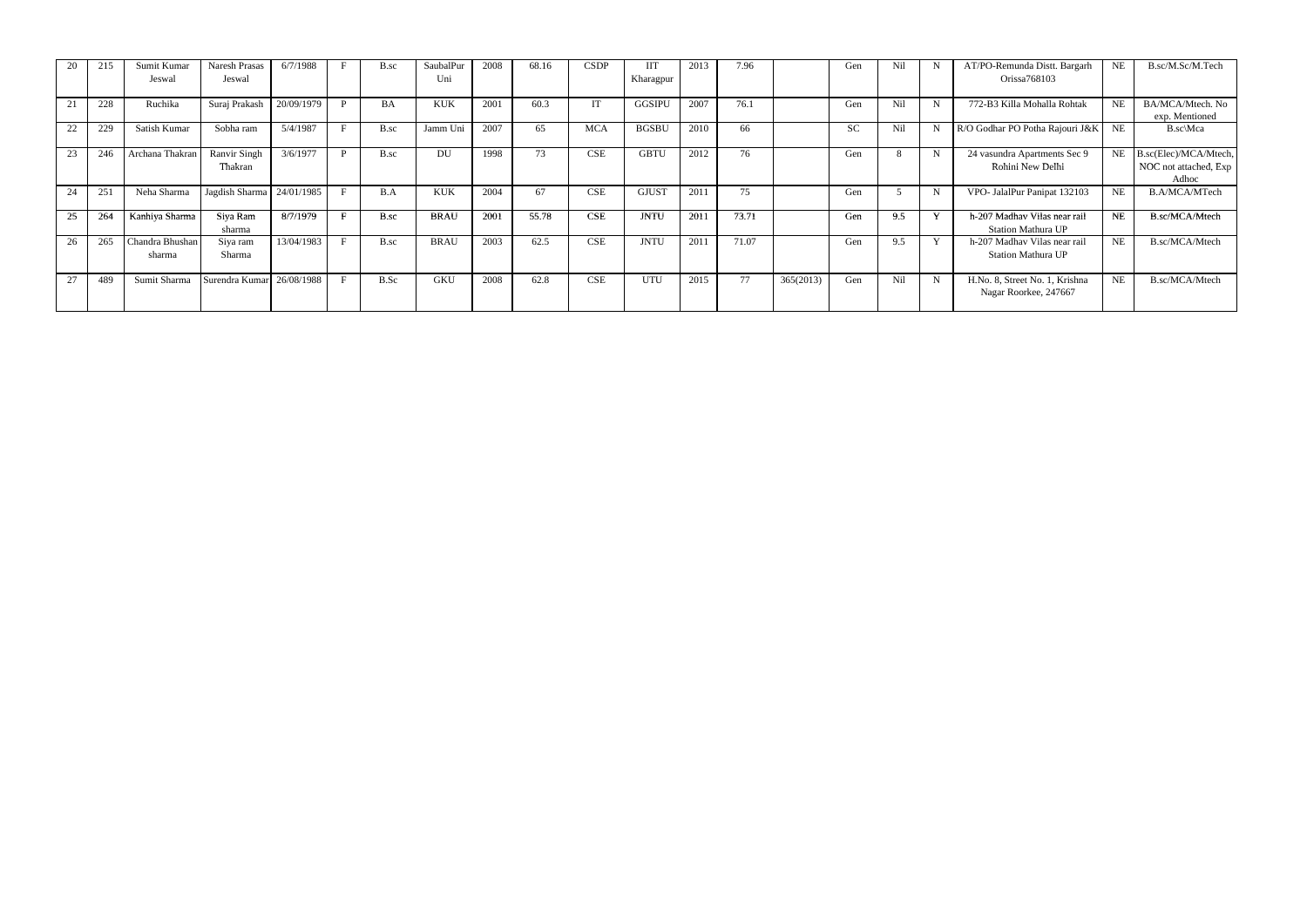| | | | | | | | | | | | | | | | | | | | | |
|---|---|---|---|---|---|---|---|---|---|---|---|---|---|---|---|---|---|---|---|---|
| 20 | 215 | Sumit Kumar Jeswal | Naresh Prasas Jeswal | 6/7/1988 | F | B.sc | SaubalPur Uni | 2008 | 68.16 | CSDP | IIT Kharagpur | 2013 | 7.96 | | Gen | Nil | N | AT/PO-Remunda Distt. Bargarh Orissa768103 | NE | B.sc/M.Sc/M.Tech |
| 21 | 228 | Ruchika | Suraj Prakash | 20/09/1979 | P | BA | KUK | 2001 | 60.3 | IT | GGSIPU | 2007 | 76.1 | | Gen | Nil | N | 772-B3 Killa Mohalla Rohtak | NE | BA/MCA/Mtech. No exp. Mentioned |
| 22 | 229 | Satish Kumar | Sobha ram | 5/4/1987 | F | B.sc | Jamm Uni | 2007 | 65 | MCA | BGSBU | 2010 | 66 | | SC | Nil | N | R/O Godhar PO Potha Rajouri J&K | NE | B.sc\Mca |
| 23 | 246 | Archana Thakran | Ranvir Singh Thakran | 3/6/1977 | P | B.sc | DU | 1998 | 73 | CSE | GBTU | 2012 | 76 | | Gen | 8 | N | 24 vasundra Apartments Sec 9 Rohini New Delhi | NE | B.sc(Elec)/MCA/Mtech, NOC not attached, Exp Adhoc |
| 24 | 251 | Neha Sharma | Jagdish Sharma | 24/01/1985 | F | B.A | KUK | 2004 | 67 | CSE | GJUST | 2011 | 75 | | Gen | 5 | N | VPO- JalalPur Panipat 132103 | NE | B.A/MCA/MTech |
| 25 | 264 | Kanhiya Sharma | Siya Ram sharma | 8/7/1979 | F | B.sc | BRAU | 2001 | 55.78 | CSE | JNTU | 2011 | 73.71 | | Gen | 9.5 | Y | h-207 Madhav Vilas near rail Station Mathura UP | NE | B.sc/MCA/Mtech |
| 26 | 265 | Chandra Bhushan sharma | Siya ram Sharma | 13/04/1983 | F | B.sc | BRAU | 2003 | 62.5 | CSE | JNTU | 2011 | 71.07 | | Gen | 9.5 | Y | h-207 Madhav Vilas near rail Station Mathura UP | NE | B.sc/MCA/Mtech |
| 27 | 489 | Sumit Sharma | Surendra Kumar | 26/08/1988 | F | B.Sc | GKU | 2008 | 62.8 | CSE | UTU | 2015 | 77 | 365(2013) | Gen | Nil | N | H.No. 8, Street No. 1, Krishna Nagar Roorkee, 247667 | NE | B.sc/MCA/Mtech |